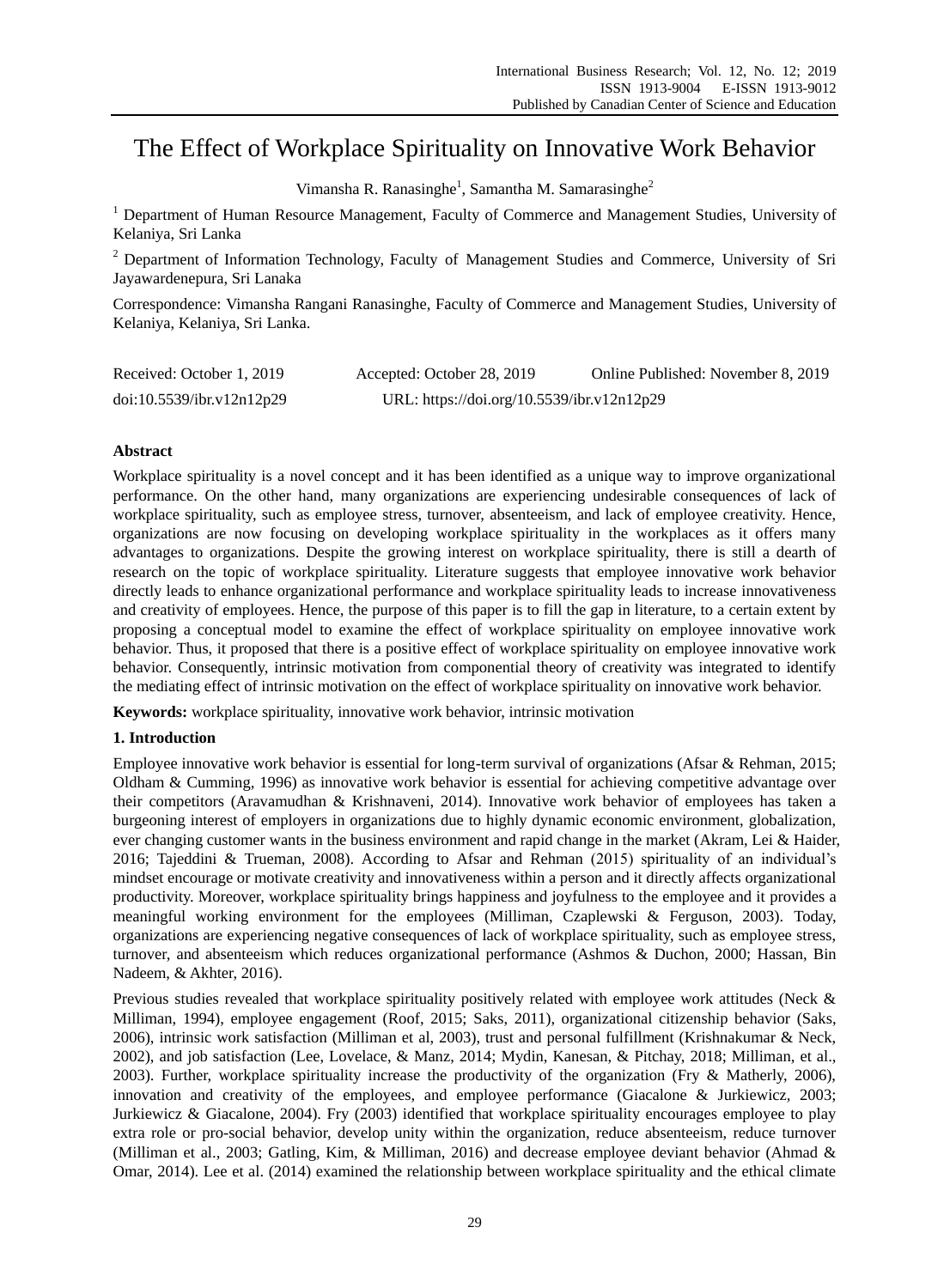# The Effect of Workplace Spirituality on Innovative Work Behavior

Vimansha R. Ranasinghe[1], Samantha M. Samarasinghe[2]

[1] Department of Human Resource Management, Faculty of Commerce and Management Studies, University of Kelaniya, Sri Lanka

[2] Department of Information Technology, Faculty of Management Studies and Commerce, University of Sri Jayawardenepura, Sri Lanaka

Correspondence: Vimansha Rangani Ranasinghe, Faculty of Commerce and Management Studies, University of Kelaniya, Kelaniya, Sri Lanka.

Received: October 1, 2019 Accepted: October 28, 2019 Online Published: November 8, 2019

doi:10.5539/ibr.v12n12p29 URL: https://doi.org/10.5539/ibr.v12n12p29

## Abstract

Workplace spirituality is a novel concept and it has been identified as a unique way to improve organizational performance. On the other hand, many organizations are experiencing undesirable consequences of lack of workplace spirituality, such as employee stress, turnover, absenteeism, and lack of employee creativity. Hence, organizations are now focusing on developing workplace spirituality in the workplaces as it offers many advantages to organizations. Despite the growing interest on workplace spirituality, there is still a dearth of research on the topic of workplace spirituality. Literature suggests that employee innovative work behavior directly leads to enhance organizational performance and workplace spirituality leads to increase innovativeness and creativity of employees. Hence, the purpose of this paper is to fill the gap in literature, to a certain extent by proposing a conceptual model to examine the effect of workplace spirituality on employee innovative work behavior. Thus, it proposed that there is a positive effect of workplace spirituality on employee innovative work behavior. Consequently, intrinsic motivation from componential theory of creativity was integrated to identify the mediating effect of intrinsic motivation on the effect of workplace spirituality on innovative work behavior.

**Keywords:** workplace spirituality, innovative work behavior, intrinsic motivation

## 1. Introduction

Employee innovative work behavior is essential for long-term survival of organizations (Afsar & Rehman, 2015; Oldham & Cumming, 1996) as innovative work behavior is essential for achieving competitive advantage over their competitors (Aravamudhan & Krishnaveni, 2014). Innovative work behavior of employees has taken a burgeoning interest of employers in organizations due to highly dynamic economic environment, globalization, ever changing customer wants in the business environment and rapid change in the market (Akram, Lei & Haider, 2016; Tajeddini & Trueman, 2008). According to Afsar and Rehman (2015) spirituality of an individual's mindset encourage or motivate creativity and innovativeness within a person and it directly affects organizational productivity. Moreover, workplace spirituality brings happiness and joyfulness to the employee and it provides a meaningful working environment for the employees (Milliman, Czaplewski & Ferguson, 2003). Today, organizations are experiencing negative consequences of lack of workplace spirituality, such as employee stress, turnover, and absenteeism which reduces organizational performance (Ashmos & Duchon, 2000; Hassan, Bin Nadeem, & Akhter, 2016).

Previous studies revealed that workplace spirituality positively related with employee work attitudes (Neck & Milliman, 1994), employee engagement (Roof, 2015; Saks, 2011), organizational citizenship behavior (Saks, 2006), intrinsic work satisfaction (Milliman et al, 2003), trust and personal fulfillment (Krishnakumar & Neck, 2002), and job satisfaction (Lee, Lovelace, & Manz, 2014; Mydin, Kanesan, & Pitchay, 2018; Milliman, et al., 2003). Further, workplace spirituality increase the productivity of the organization (Fry & Matherly, 2006), innovation and creativity of the employees, and employee performance (Giacalone & Jurkiewicz, 2003; Jurkiewicz & Giacalone, 2004). Fry (2003) identified that workplace spirituality encourages employee to play extra role or pro-social behavior, develop unity within the organization, reduce absenteeism, reduce turnover (Milliman et al., 2003; Gatling, Kim, & Milliman, 2016) and decrease employee deviant behavior (Ahmad & Omar, 2014). Lee et al. (2014) examined the relationship between workplace spirituality and the ethical climate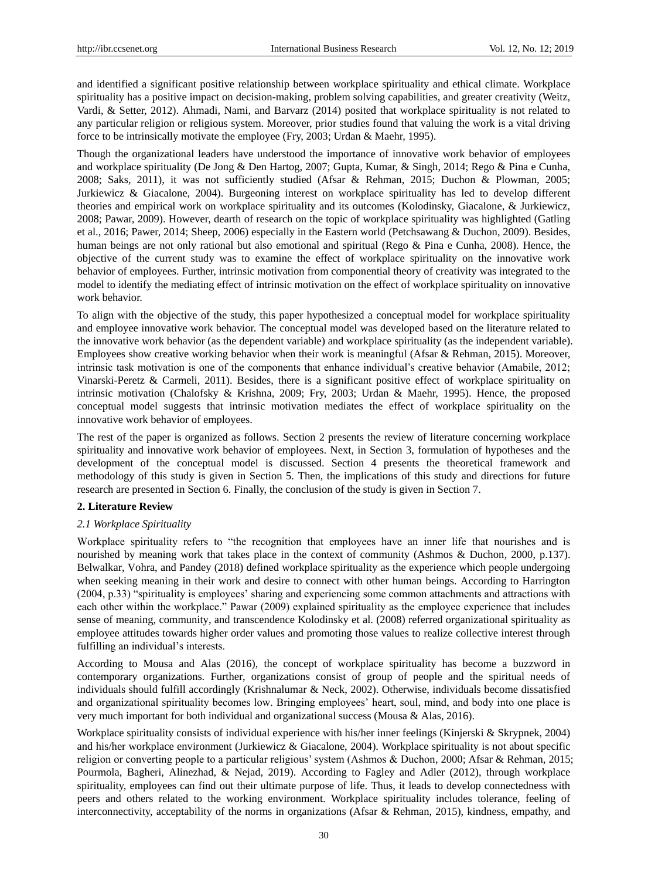and identified a significant positive relationship between workplace spirituality and ethical climate. Workplace spirituality has a positive impact on decision-making, problem solving capabilities, and greater creativity (Weitz, Vardi, & Setter, 2012). Ahmadi, Nami, and Barvarz (2014) posited that workplace spirituality is not related to any particular religion or religious system. Moreover, prior studies found that valuing the work is a vital driving force to be intrinsically motivate the employee (Fry, 2003; Urdan & Maehr, 1995).

Though the organizational leaders have understood the importance of innovative work behavior of employees and workplace spirituality (De Jong & Den Hartog, 2007; Gupta, Kumar, & Singh, 2014; Rego & Pina e Cunha, 2008; Saks, 2011), it was not sufficiently studied (Afsar & Rehman, 2015; Duchon & Plowman, 2005; Jurkiewicz & Giacalone, 2004). Burgeoning interest on workplace spirituality has led to develop different theories and empirical work on workplace spirituality and its outcomes (Kolodinsky, Giacalone, & Jurkiewicz, 2008; Pawar, 2009). However, dearth of research on the topic of workplace spirituality was highlighted (Gatling et al., 2016; Pawer, 2014; Sheep, 2006) especially in the Eastern world (Petchsawang & Duchon, 2009). Besides, human beings are not only rational but also emotional and spiritual (Rego & Pina e Cunha, 2008). Hence, the objective of the current study was to examine the effect of workplace spirituality on the innovative work behavior of employees. Further, intrinsic motivation from componential theory of creativity was integrated to the model to identify the mediating effect of intrinsic motivation on the effect of workplace spirituality on innovative work behavior.

To align with the objective of the study, this paper hypothesized a conceptual model for workplace spirituality and employee innovative work behavior. The conceptual model was developed based on the literature related to the innovative work behavior (as the dependent variable) and workplace spirituality (as the independent variable). Employees show creative working behavior when their work is meaningful (Afsar & Rehman, 2015). Moreover, intrinsic task motivation is one of the components that enhance individual's creative behavior (Amabile, 2012; Vinarski-Peretz & Carmeli, 2011). Besides, there is a significant positive effect of workplace spirituality on intrinsic motivation (Chalofsky & Krishna, 2009; Fry, 2003; Urdan & Maehr, 1995). Hence, the proposed conceptual model suggests that intrinsic motivation mediates the effect of workplace spirituality on the innovative work behavior of employees.

The rest of the paper is organized as follows. Section 2 presents the review of literature concerning workplace spirituality and innovative work behavior of employees. Next, in Section 3, formulation of hypotheses and the development of the conceptual model is discussed. Section 4 presents the theoretical framework and methodology of this study is given in Section 5. Then, the implications of this study and directions for future research are presented in Section 6. Finally, the conclusion of the study is given in Section 7.

## 2. Literature Review

### *2.1 Workplace Spirituality*

Workplace spirituality refers to "the recognition that employees have an inner life that nourishes and is nourished by meaning work that takes place in the context of community (Ashmos & Duchon, 2000, p.137). Belwalkar, Vohra, and Pandey (2018) defined workplace spirituality as the experience which people undergoing when seeking meaning in their work and desire to connect with other human beings. According to Harrington (2004, p.33) "spirituality is employees' sharing and experiencing some common attachments and attractions with each other within the workplace." Pawar (2009) explained spirituality as the employee experience that includes sense of meaning, community, and transcendence Kolodinsky et al. (2008) referred organizational spirituality as employee attitudes towards higher order values and promoting those values to realize collective interest through fulfilling an individual's interests.

According to Mousa and Alas (2016), the concept of workplace spirituality has become a buzzword in contemporary organizations. Further, organizations consist of group of people and the spiritual needs of individuals should fulfill accordingly (Krishnalumar & Neck, 2002). Otherwise, individuals become dissatisfied and organizational spirituality becomes low. Bringing employees' heart, soul, mind, and body into one place is very much important for both individual and organizational success (Mousa & Alas, 2016).

Workplace spirituality consists of individual experience with his/her inner feelings (Kinjerski & Skrypnek, 2004) and his/her workplace environment (Jurkiewicz & Giacalone, 2004). Workplace spirituality is not about specific religion or converting people to a particular religious' system (Ashmos & Duchon, 2000; Afsar & Rehman, 2015; Pourmola, Bagheri, Alinezhad, & Nejad, 2019). According to Fagley and Adler (2012), through workplace spirituality, employees can find out their ultimate purpose of life. Thus, it leads to develop connectedness with peers and others related to the working environment. Workplace spirituality includes tolerance, feeling of interconnectivity, acceptability of the norms in organizations (Afsar & Rehman, 2015), kindness, empathy, and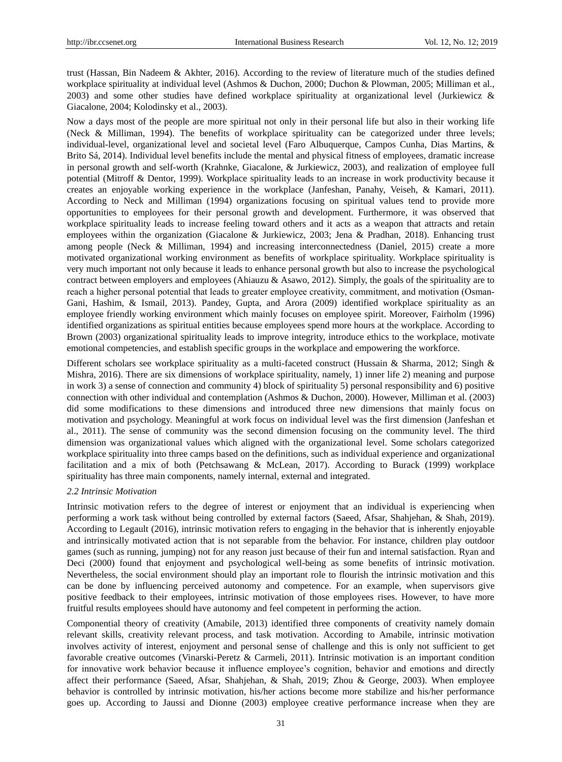trust (Hassan, Bin Nadeem & Akhter, 2016). According to the review of literature much of the studies defined workplace spirituality at individual level (Ashmos & Duchon, 2000; Duchon & Plowman, 2005; Milliman et al., 2003) and some other studies have defined workplace spirituality at organizational level (Jurkiewicz & Giacalone, 2004; Kolodinsky et al., 2003).

Now a days most of the people are more spiritual not only in their personal life but also in their working life (Neck & Milliman, 1994). The benefits of workplace spirituality can be categorized under three levels; individual-level, organizational level and societal level (Faro Albuquerque, Campos Cunha, Dias Martins, & Brito Sá, 2014). Individual level benefits include the mental and physical fitness of employees, dramatic increase in personal growth and self-worth (Krahnke, Giacalone, & Jurkiewicz, 2003), and realization of employee full potential (Mitroff & Dentor, 1999). Workplace spirituality leads to an increase in work productivity because it creates an enjoyable working experience in the workplace (Janfeshan, Panahy, Veiseh, & Kamari, 2011). According to Neck and Milliman (1994) organizations focusing on spiritual values tend to provide more opportunities to employees for their personal growth and development. Furthermore, it was observed that workplace spirituality leads to increase feeling toward others and it acts as a weapon that attracts and retain employees within the organization (Giacalone & Jurkiewicz, 2003; Jena & Pradhan, 2018). Enhancing trust among people (Neck & Milliman, 1994) and increasing interconnectedness (Daniel, 2015) create a more motivated organizational working environment as benefits of workplace spirituality. Workplace spirituality is very much important not only because it leads to enhance personal growth but also to increase the psychological contract between employers and employees (Ahiauzu & Asawo, 2012). Simply, the goals of the spirituality are to reach a higher personal potential that leads to greater employee creativity, commitment, and motivation (Osman-Gani, Hashim, & Ismail, 2013). Pandey, Gupta, and Arora (2009) identified workplace spirituality as an employee friendly working environment which mainly focuses on employee spirit. Moreover, Fairholm (1996) identified organizations as spiritual entities because employees spend more hours at the workplace. According to Brown (2003) organizational spirituality leads to improve integrity, introduce ethics to the workplace, motivate emotional competencies, and establish specific groups in the workplace and empowering the workforce.

Different scholars see workplace spirituality as a multi-faceted construct (Hussain & Sharma, 2012; Singh & Mishra, 2016). There are six dimensions of workplace spirituality, namely, 1) inner life 2) meaning and purpose in work 3) a sense of connection and community 4) block of spirituality 5) personal responsibility and 6) positive connection with other individual and contemplation (Ashmos & Duchon, 2000). However, Milliman et al. (2003) did some modifications to these dimensions and introduced three new dimensions that mainly focus on motivation and psychology. Meaningful at work focus on individual level was the first dimension (Janfeshan et al., 2011). The sense of community was the second dimension focusing on the community level. The third dimension was organizational values which aligned with the organizational level. Some scholars categorized workplace spirituality into three camps based on the definitions, such as individual experience and organizational facilitation and a mix of both (Petchsawang & McLean, 2017). According to Burack (1999) workplace spirituality has three main components, namely internal, external and integrated.

### *2.2 Intrinsic Motivation*

Intrinsic motivation refers to the degree of interest or enjoyment that an individual is experiencing when performing a work task without being controlled by external factors (Saeed, Afsar, Shahjehan, & Shah, 2019). According to Legault (2016), intrinsic motivation refers to engaging in the behavior that is inherently enjoyable and intrinsically motivated action that is not separable from the behavior. For instance, children play outdoor games (such as running, jumping) not for any reason just because of their fun and internal satisfaction. Ryan and Deci (2000) found that enjoyment and psychological well-being as some benefits of intrinsic motivation. Nevertheless, the social environment should play an important role to flourish the intrinsic motivation and this can be done by influencing perceived autonomy and competence. For an example, when supervisors give positive feedback to their employees, intrinsic motivation of those employees rises. However, to have more fruitful results employees should have autonomy and feel competent in performing the action.

Componential theory of creativity (Amabile, 2013) identified three components of creativity namely domain relevant skills, creativity relevant process, and task motivation. According to Amabile, intrinsic motivation involves activity of interest, enjoyment and personal sense of challenge and this is only not sufficient to get favorable creative outcomes (Vinarski-Peretz & Carmeli, 2011). Intrinsic motivation is an important condition for innovative work behavior because it influence employee's cognition, behavior and emotions and directly affect their performance (Saeed, Afsar, Shahjehan, & Shah, 2019; Zhou & George, 2003). When employee behavior is controlled by intrinsic motivation, his/her actions become more stabilize and his/her performance goes up. According to Jaussi and Dionne (2003) employee creative performance increase when they are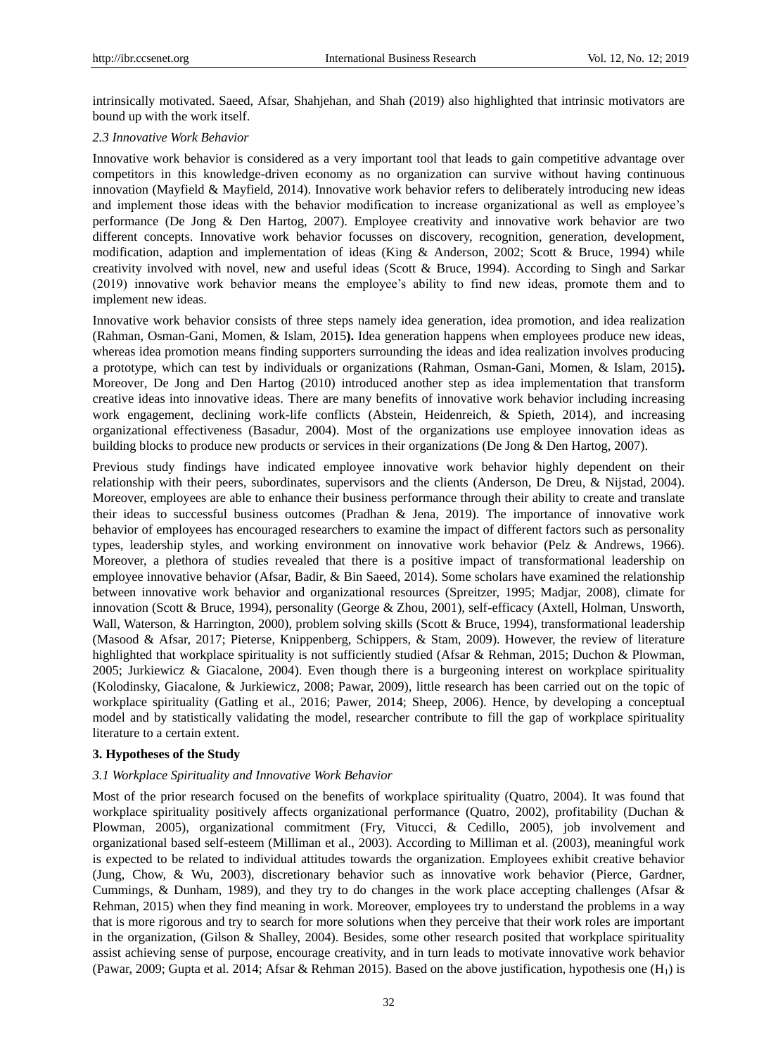intrinsically motivated. Saeed, Afsar, Shahjehan, and Shah (2019) also highlighted that intrinsic motivators are bound up with the work itself.

### *2.3 Innovative Work Behavior*

Innovative work behavior is considered as a very important tool that leads to gain competitive advantage over competitors in this knowledge-driven economy as no organization can survive without having continuous innovation (Mayfield & Mayfield, 2014). Innovative work behavior refers to deliberately introducing new ideas and implement those ideas with the behavior modification to increase organizational as well as employee's performance (De Jong & Den Hartog, 2007). Employee creativity and innovative work behavior are two different concepts. Innovative work behavior focusses on discovery, recognition, generation, development, modification, adaption and implementation of ideas (King & Anderson, 2002; Scott & Bruce, 1994) while creativity involved with novel, new and useful ideas (Scott & Bruce, 1994). According to Singh and Sarkar (2019) innovative work behavior means the employee's ability to find new ideas, promote them and to implement new ideas.

Innovative work behavior consists of three steps namely idea generation, idea promotion, and idea realization (Rahman, Osman-Gani, Momen, & Islam, 2015**).** Idea generation happens when employees produce new ideas, whereas idea promotion means finding supporters surrounding the ideas and idea realization involves producing a prototype, which can test by individuals or organizations (Rahman, Osman-Gani, Momen, & Islam, 2015**).** Moreover, De Jong and Den Hartog (2010) introduced another step as idea implementation that transform creative ideas into innovative ideas. There are many benefits of innovative work behavior including increasing work engagement, declining work-life conflicts (Abstein, Heidenreich, & Spieth, 2014), and increasing organizational effectiveness (Basadur, 2004). Most of the organizations use employee innovation ideas as building blocks to produce new products or services in their organizations (De Jong & Den Hartog, 2007).

Previous study findings have indicated employee innovative work behavior highly dependent on their relationship with their peers, subordinates, supervisors and the clients (Anderson, De Dreu, & Nijstad, 2004). Moreover, employees are able to enhance their business performance through their ability to create and translate their ideas to successful business outcomes (Pradhan & Jena, 2019). The importance of innovative work behavior of employees has encouraged researchers to examine the impact of different factors such as personality types, leadership styles, and working environment on innovative work behavior (Pelz & Andrews, 1966). Moreover, a plethora of studies revealed that there is a positive impact of transformational leadership on employee innovative behavior (Afsar, Badir, & Bin Saeed, 2014). Some scholars have examined the relationship between innovative work behavior and organizational resources (Spreitzer, 1995; Madjar, 2008), climate for innovation (Scott & Bruce, 1994), personality (George & Zhou, 2001), self-efficacy (Axtell, Holman, Unsworth, Wall, Waterson, & Harrington, 2000), problem solving skills (Scott & Bruce, 1994), transformational leadership (Masood & Afsar, 2017; Pieterse, Knippenberg, Schippers, & Stam, 2009). However, the review of literature highlighted that workplace spirituality is not sufficiently studied (Afsar & Rehman, 2015; Duchon & Plowman, 2005; Jurkiewicz & Giacalone, 2004). Even though there is a burgeoning interest on workplace spirituality (Kolodinsky, Giacalone, & Jurkiewicz, 2008; Pawar, 2009), little research has been carried out on the topic of workplace spirituality (Gatling et al., 2016; Pawer, 2014; Sheep, 2006). Hence, by developing a conceptual model and by statistically validating the model, researcher contribute to fill the gap of workplace spirituality literature to a certain extent.

## 3. Hypotheses of the Study

### *3.1 Workplace Spirituality and Innovative Work Behavior*

Most of the prior research focused on the benefits of workplace spirituality (Quatro, 2004). It was found that workplace spirituality positively affects organizational performance (Quatro, 2002), profitability (Duchan & Plowman, 2005), organizational commitment (Fry, Vitucci, & Cedillo, 2005), job involvement and organizational based self-esteem (Milliman et al., 2003). According to Milliman et al. (2003), meaningful work is expected to be related to individual attitudes towards the organization. Employees exhibit creative behavior (Jung, Chow, & Wu, 2003), discretionary behavior such as innovative work behavior (Pierce, Gardner, Cummings, & Dunham, 1989), and they try to do changes in the work place accepting challenges (Afsar & Rehman, 2015) when they find meaning in work. Moreover, employees try to understand the problems in a way that is more rigorous and try to search for more solutions when they perceive that their work roles are important in the organization, (Gilson & Shalley, 2004). Besides, some other research posited that workplace spirituality assist achieving sense of purpose, encourage creativity, and in turn leads to motivate innovative work behavior (Pawar, 2009; Gupta et al. 2014; Afsar & Rehman 2015). Based on the above justification, hypothesis one ($H_1$) is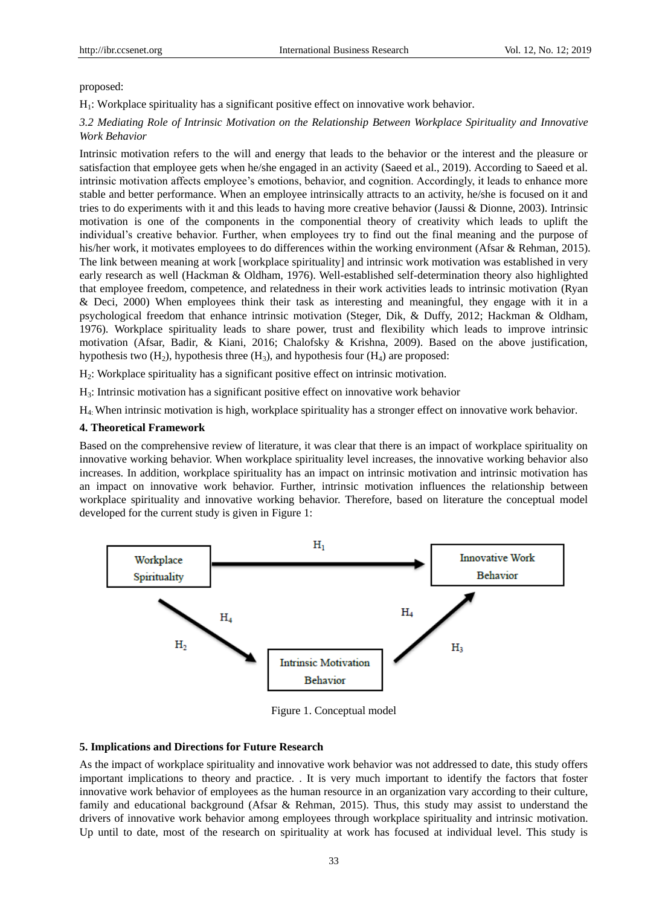proposed:

$H_1$: Workplace spirituality has a significant positive effect on innovative work behavior.

### *3.2 Mediating Role of Intrinsic Motivation on the Relationship Between Workplace Spirituality and Innovative Work Behavior*

Intrinsic motivation refers to the will and energy that leads to the behavior or the interest and the pleasure or satisfaction that employee gets when he/she engaged in an activity (Saeed et al., 2019). According to Saeed et al. intrinsic motivation affects employee's emotions, behavior, and cognition. Accordingly, it leads to enhance more stable and better performance. When an employee intrinsically attracts to an activity, he/she is focused on it and tries to do experiments with it and this leads to having more creative behavior (Jaussi & Dionne, 2003). Intrinsic motivation is one of the components in the componential theory of creativity which leads to uplift the individual's creative behavior. Further, when employees try to find out the final meaning and the purpose of his/her work, it motivates employees to do differences within the working environment (Afsar & Rehman, 2015). The link between meaning at work [workplace spirituality] and intrinsic work motivation was established in very early research as well (Hackman & Oldham, 1976). Well-established self-determination theory also highlighted that employee freedom, competence, and relatedness in their work activities leads to intrinsic motivation (Ryan & Deci, 2000) When employees think their task as interesting and meaningful, they engage with it in a psychological freedom that enhance intrinsic motivation (Steger, Dik, & Duffy, 2012; Hackman & Oldham, 1976). Workplace spirituality leads to share power, trust and flexibility which leads to improve intrinsic motivation (Afsar, Badir, & Kiani, 2016; Chalofsky & Krishna, 2009). Based on the above justification, hypothesis two ($H_2$), hypothesis three ($H_3$), and hypothesis four ($H_4$) are proposed:

$H_2$: Workplace spirituality has a significant positive effect on intrinsic motivation.

$H_3$: Intrinsic motivation has a significant positive effect on innovative work behavior

$H_4$: When intrinsic motivation is high, workplace spirituality has a stronger effect on innovative work behavior.

## 4. Theoretical Framework

Based on the comprehensive review of literature, it was clear that there is an impact of workplace spirituality on innovative working behavior. When workplace spirituality level increases, the innovative working behavior also increases. In addition, workplace spirituality has an impact on intrinsic motivation and intrinsic motivation has an impact on innovative work behavior. Further, intrinsic motivation influences the relationship between workplace spirituality and innovative working behavior. Therefore, based on literature the conceptual model developed for the current study is given in Figure 1:

Workplace Spirituality — $H_1$ → Innovative Work Behavior

Workplace Spirituality — $H_2$, $H_4$ → Intrinsic Motivation Behavior — $H_3$, $H_4$ → Innovative Work Behavior

Figure 1. Conceptual model

## 5. Implications and Directions for Future Research

As the impact of workplace spirituality and innovative work behavior was not addressed to date, this study offers important implications to theory and practice. . It is very much important to identify the factors that foster innovative work behavior of employees as the human resource in an organization vary according to their culture, family and educational background (Afsar & Rehman, 2015). Thus, this study may assist to understand the drivers of innovative work behavior among employees through workplace spirituality and intrinsic motivation. Up until to date, most of the research on spirituality at work has focused at individual level. This study is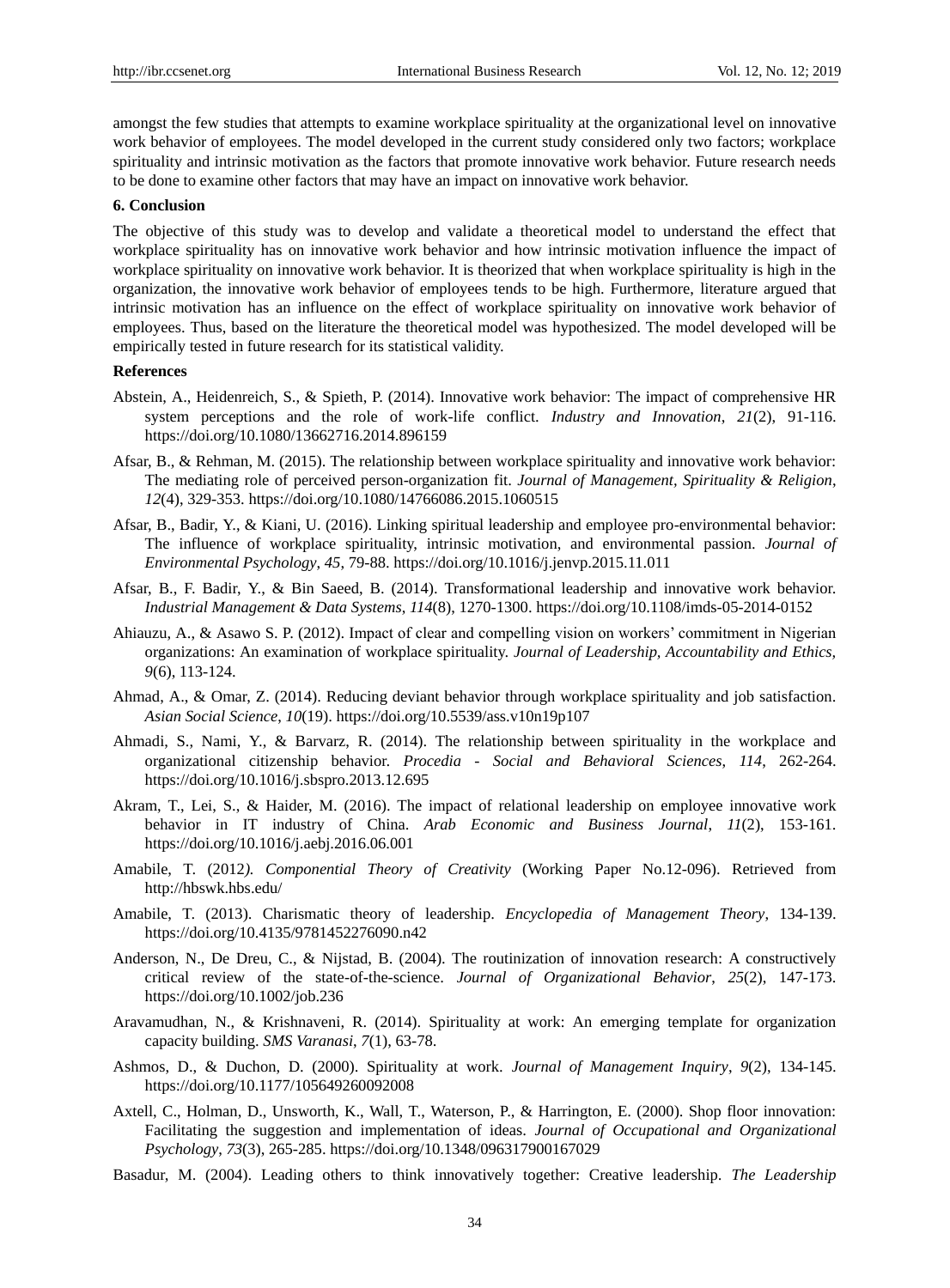amongst the few studies that attempts to examine workplace spirituality at the organizational level on innovative work behavior of employees. The model developed in the current study considered only two factors; workplace spirituality and intrinsic motivation as the factors that promote innovative work behavior. Future research needs to be done to examine other factors that may have an impact on innovative work behavior.

## 6. Conclusion

The objective of this study was to develop and validate a theoretical model to understand the effect that workplace spirituality has on innovative work behavior and how intrinsic motivation influence the impact of workplace spirituality on innovative work behavior. It is theorized that when workplace spirituality is high in the organization, the innovative work behavior of employees tends to be high. Furthermore, literature argued that intrinsic motivation has an influence on the effect of workplace spirituality on innovative work behavior of employees. Thus, based on the literature the theoretical model was hypothesized. The model developed will be empirically tested in future research for its statistical validity.

## References

Abstein, A., Heidenreich, S., & Spieth, P. (2014). Innovative work behavior: The impact of comprehensive HR system perceptions and the role of work-life conflict. *Industry and Innovation*, *21*(2), 91-116. https://doi.org/10.1080/13662716.2014.896159

Afsar, B., & Rehman, M. (2015). The relationship between workplace spirituality and innovative work behavior: The mediating role of perceived person-organization fit. *Journal of Management, Spirituality & Religion*, *12*(4), 329-353. https://doi.org/10.1080/14766086.2015.1060515

Afsar, B., Badir, Y., & Kiani, U. (2016). Linking spiritual leadership and employee pro-environmental behavior: The influence of workplace spirituality, intrinsic motivation, and environmental passion. *Journal of Environmental Psychology*, *45*, 79-88. https://doi.org/10.1016/j.jenvp.2015.11.011

Afsar, B., F. Badir, Y., & Bin Saeed, B. (2014). Transformational leadership and innovative work behavior. *Industrial Management & Data Systems*, *114*(8), 1270-1300. https://doi.org/10.1108/imds-05-2014-0152

Ahiauzu, A., & Asawo S. P. (2012). Impact of clear and compelling vision on workers' commitment in Nigerian organizations: An examination of workplace spirituality. *Journal of Leadership, Accountability and Ethics*, *9*(6), 113-124.

Ahmad, A., & Omar, Z. (2014). Reducing deviant behavior through workplace spirituality and job satisfaction. *Asian Social Science*, *10*(19). https://doi.org/10.5539/ass.v10n19p107

Ahmadi, S., Nami, Y., & Barvarz, R. (2014). The relationship between spirituality in the workplace and organizational citizenship behavior. *Procedia - Social and Behavioral Sciences*, *114*, 262-264. https://doi.org/10.1016/j.sbspro.2013.12.695

Akram, T., Lei, S., & Haider, M. (2016). The impact of relational leadership on employee innovative work behavior in IT industry of China. *Arab Economic and Business Journal*, *11*(2), 153-161. https://doi.org/10.1016/j.aebj.2016.06.001

Amabile, T. (2012*). Componential Theory of Creativity* (Working Paper No.12-096). Retrieved from http://hbswk.hbs.edu/

Amabile, T. (2013). Charismatic theory of leadership. *Encyclopedia of Management Theory*, 134-139. https://doi.org/10.4135/9781452276090.n42

Anderson, N., De Dreu, C., & Nijstad, B. (2004). The routinization of innovation research: A constructively critical review of the state-of-the-science. *Journal of Organizational Behavior*, *25*(2), 147-173. https://doi.org/10.1002/job.236

Aravamudhan, N., & Krishnaveni, R. (2014). Spirituality at work: An emerging template for organization capacity building. *SMS Varanasi*, *7*(1), 63-78.

Ashmos, D., & Duchon, D. (2000). Spirituality at work. *Journal of Management Inquiry*, *9*(2), 134-145. https://doi.org/10.1177/105649260092008

Axtell, C., Holman, D., Unsworth, K., Wall, T., Waterson, P., & Harrington, E. (2000). Shop floor innovation: Facilitating the suggestion and implementation of ideas. *Journal of Occupational and Organizational Psychology*, *73*(3), 265-285. https://doi.org/10.1348/096317900167029

Basadur, M. (2004). Leading others to think innovatively together: Creative leadership. *The Leadership*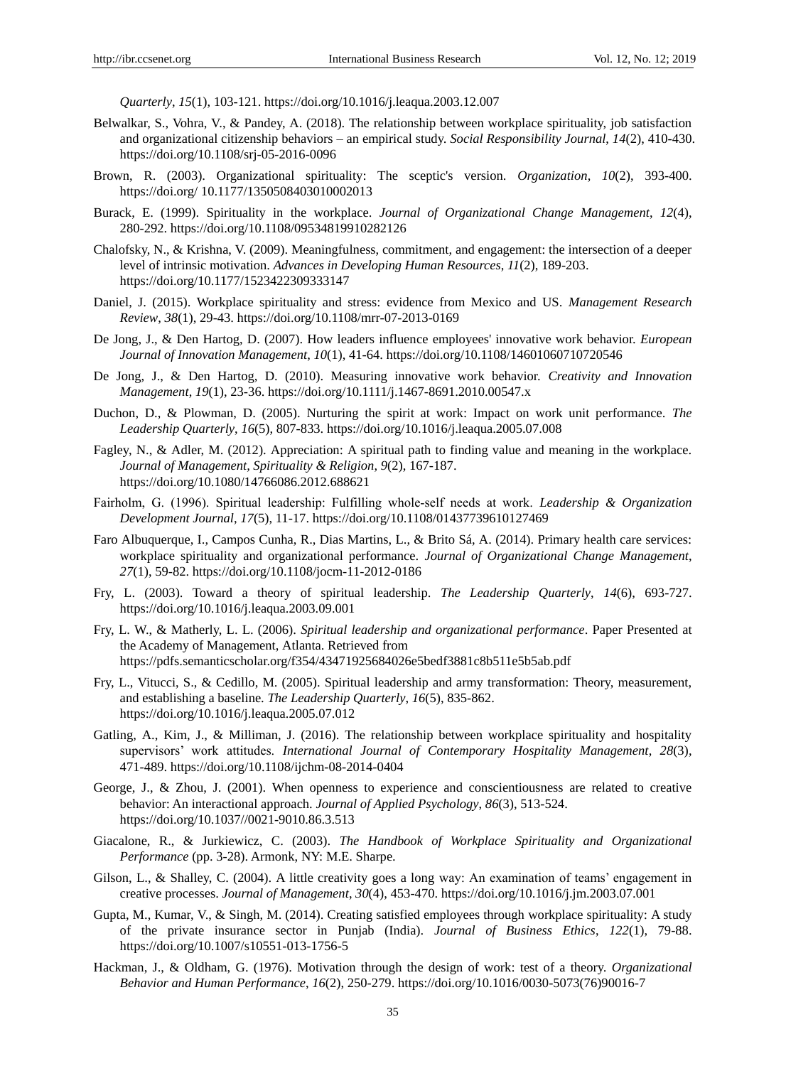*Quarterly*, *15*(1), 103-121. https://doi.org/10.1016/j.leaqua.2003.12.007

Belwalkar, S., Vohra, V., & Pandey, A. (2018). The relationship between workplace spirituality, job satisfaction and organizational citizenship behaviors – an empirical study. *Social Responsibility Journal*, *14*(2), 410-430. https://doi.org/10.1108/srj-05-2016-0096

Brown, R. (2003). Organizational spirituality: The sceptic's version. *Organization*, *10*(2), 393-400. https://doi.org/ 10.1177/1350508403010002013

Burack, E. (1999). Spirituality in the workplace. *Journal of Organizational Change Management*, *12*(4), 280-292. https://doi.org/10.1108/09534819910282126

Chalofsky, N., & Krishna, V. (2009). Meaningfulness, commitment, and engagement: the intersection of a deeper level of intrinsic motivation. *Advances in Developing Human Resources*, *11*(2), 189-203. https://doi.org/10.1177/1523422309333147

Daniel, J. (2015). Workplace spirituality and stress: evidence from Mexico and US. *Management Research Review*, *38*(1), 29-43. https://doi.org/10.1108/mrr-07-2013-0169

De Jong, J., & Den Hartog, D. (2007). How leaders influence employees' innovative work behavior. *European Journal of Innovation Management*, *10*(1), 41-64. https://doi.org/10.1108/14601060710720546

De Jong, J., & Den Hartog, D. (2010). Measuring innovative work behavior. *Creativity and Innovation Management*, *19*(1), 23-36. https://doi.org/10.1111/j.1467-8691.2010.00547.x

Duchon, D., & Plowman, D. (2005). Nurturing the spirit at work: Impact on work unit performance. *The Leadership Quarterly*, *16*(5), 807-833. https://doi.org/10.1016/j.leaqua.2005.07.008

Fagley, N., & Adler, M. (2012). Appreciation: A spiritual path to finding value and meaning in the workplace. *Journal of Management, Spirituality & Religion*, *9*(2), 167-187. https://doi.org/10.1080/14766086.2012.688621

Fairholm, G. (1996). Spiritual leadership: Fulfilling whole-self needs at work. *Leadership & Organization Development Journal*, *17*(5), 11-17. https://doi.org/10.1108/01437739610127469

Faro Albuquerque, I., Campos Cunha, R., Dias Martins, L., & Brito Sá, A. (2014). Primary health care services: workplace spirituality and organizational performance. *Journal of Organizational Change Management*, *27*(1), 59-82. https://doi.org/10.1108/jocm-11-2012-0186

Fry, L. (2003). Toward a theory of spiritual leadership. *The Leadership Quarterly*, *14*(6), 693-727. https://doi.org/10.1016/j.leaqua.2003.09.001

Fry, L. W., & Matherly, L. L. (2006). *Spiritual leadership and organizational performance*. Paper Presented at the Academy of Management, Atlanta. Retrieved from https://pdfs.semanticscholar.org/f354/43471925684026e5bedf3881c8b511e5b5ab.pdf

Fry, L., Vitucci, S., & Cedillo, M. (2005). Spiritual leadership and army transformation: Theory, measurement, and establishing a baseline. *The Leadership Quarterly*, *16*(5), 835-862. https://doi.org/10.1016/j.leaqua.2005.07.012

Gatling, A., Kim, J., & Milliman, J. (2016). The relationship between workplace spirituality and hospitality supervisors' work attitudes. *International Journal of Contemporary Hospitality Management*, *28*(3), 471-489. https://doi.org/10.1108/ijchm-08-2014-0404

George, J., & Zhou, J. (2001). When openness to experience and conscientiousness are related to creative behavior: An interactional approach. *Journal of Applied Psychology*, *86*(3), 513-524. https://doi.org/10.1037//0021-9010.86.3.513

Giacalone, R., & Jurkiewicz, C. (2003). *The Handbook of Workplace Spirituality and Organizational Performance* (pp. 3-28). Armonk, NY: M.E. Sharpe.

Gilson, L., & Shalley, C. (2004). A little creativity goes a long way: An examination of teams' engagement in creative processes. *Journal of Management*, *30*(4), 453-470. https://doi.org/10.1016/j.jm.2003.07.001

Gupta, M., Kumar, V., & Singh, M. (2014). Creating satisfied employees through workplace spirituality: A study of the private insurance sector in Punjab (India). *Journal of Business Ethics*, *122*(1), 79-88. https://doi.org/10.1007/s10551-013-1756-5

Hackman, J., & Oldham, G. (1976). Motivation through the design of work: test of a theory. *Organizational Behavior and Human Performance*, *16*(2), 250-279. https://doi.org/10.1016/0030-5073(76)90016-7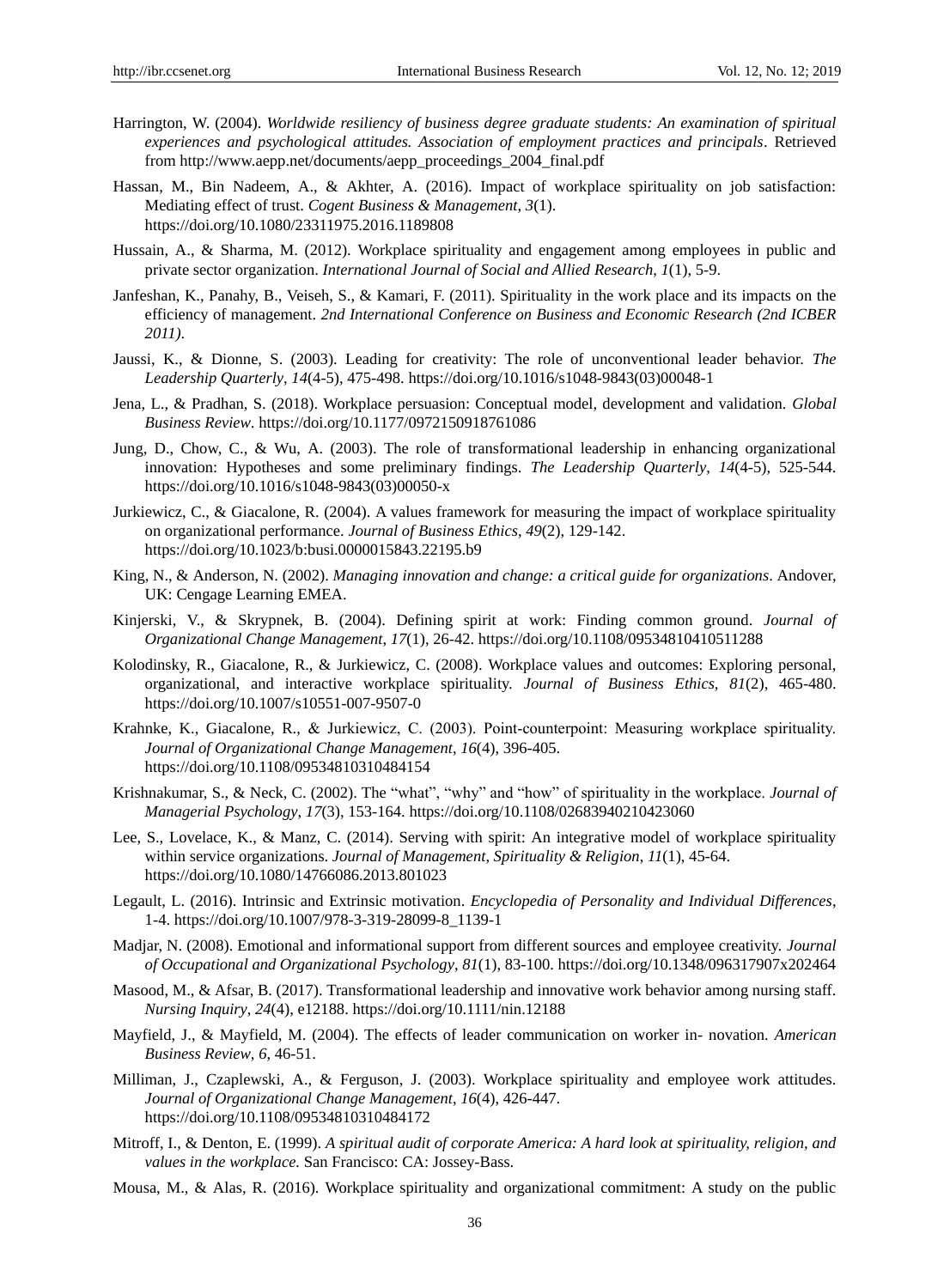Harrington, W. (2004). *Worldwide resiliency of business degree graduate students: An examination of spiritual experiences and psychological attitudes. Association of employment practices and principals*. Retrieved from http://www.aepp.net/documents/aepp_proceedings_2004_final.pdf

Hassan, M., Bin Nadeem, A., & Akhter, A. (2016). Impact of workplace spirituality on job satisfaction: Mediating effect of trust. *Cogent Business & Management*, *3*(1). https://doi.org/10.1080/23311975.2016.1189808

Hussain, A., & Sharma, M. (2012). Workplace spirituality and engagement among employees in public and private sector organization. *International Journal of Social and Allied Research*, *1*(1), 5-9.

Janfeshan, K., Panahy, B., Veiseh, S., & Kamari, F. (2011). Spirituality in the work place and its impacts on the efficiency of management. *2nd International Conference on Business and Economic Research (2nd ICBER 2011)*.

Jaussi, K., & Dionne, S. (2003). Leading for creativity: The role of unconventional leader behavior. *The Leadership Quarterly*, *14*(4-5), 475-498. https://doi.org/10.1016/s1048-9843(03)00048-1

Jena, L., & Pradhan, S. (2018). Workplace persuasion: Conceptual model, development and validation. *Global Business Review*. https://doi.org/10.1177/0972150918761086

Jung, D., Chow, C., & Wu, A. (2003). The role of transformational leadership in enhancing organizational innovation: Hypotheses and some preliminary findings. *The Leadership Quarterly*, *14*(4-5), 525-544. https://doi.org/10.1016/s1048-9843(03)00050-x

Jurkiewicz, C., & Giacalone, R. (2004). A values framework for measuring the impact of workplace spirituality on organizational performance. *Journal of Business Ethics*, *49*(2), 129-142. https://doi.org/10.1023/b:busi.0000015843.22195.b9

King, N., & Anderson, N. (2002). *Managing innovation and change: a critical guide for organizations*. Andover, UK: Cengage Learning EMEA.

Kinjerski, V., & Skrypnek, B. (2004). Defining spirit at work: Finding common ground. *Journal of Organizational Change Management*, *17*(1), 26-42. https://doi.org/10.1108/09534810410511288

Kolodinsky, R., Giacalone, R., & Jurkiewicz, C. (2008). Workplace values and outcomes: Exploring personal, organizational, and interactive workplace spirituality. *Journal of Business Ethics*, *81*(2), 465-480. https://doi.org/10.1007/s10551-007-9507-0

Krahnke, K., Giacalone, R., & Jurkiewicz, C. (2003). Point-counterpoint: Measuring workplace spirituality. *Journal of Organizational Change Management*, *16*(4), 396-405. https://doi.org/10.1108/09534810310484154

Krishnakumar, S., & Neck, C. (2002). The "what", "why" and "how" of spirituality in the workplace. *Journal of Managerial Psychology*, *17*(3), 153-164. https://doi.org/10.1108/02683940210423060

Lee, S., Lovelace, K., & Manz, C. (2014). Serving with spirit: An integrative model of workplace spirituality within service organizations. *Journal of Management, Spirituality & Religion*, *11*(1), 45-64. https://doi.org/10.1080/14766086.2013.801023

Legault, L. (2016). Intrinsic and Extrinsic motivation. *Encyclopedia of Personality and Individual Differences*, 1-4. https://doi.org/10.1007/978-3-319-28099-8_1139-1

Madjar, N. (2008). Emotional and informational support from different sources and employee creativity. *Journal of Occupational and Organizational Psychology*, *81*(1), 83-100. https://doi.org/10.1348/096317907x202464

Masood, M., & Afsar, B. (2017). Transformational leadership and innovative work behavior among nursing staff. *Nursing Inquiry*, *24*(4), e12188. https://doi.org/10.1111/nin.12188

Mayfield, J., & Mayfield, M. (2004). The effects of leader communication on worker in- novation. *American Business Review*, *6*, 46-51.

Milliman, J., Czaplewski, A., & Ferguson, J. (2003). Workplace spirituality and employee work attitudes. *Journal of Organizational Change Management*, *16*(4), 426-447. https://doi.org/10.1108/09534810310484172

Mitroff, I., & Denton, E. (1999). *A spiritual audit of corporate America: A hard look at spirituality, religion, and values in the workplace.* San Francisco: CA: Jossey-Bass.

Mousa, M., & Alas, R. (2016). Workplace spirituality and organizational commitment: A study on the public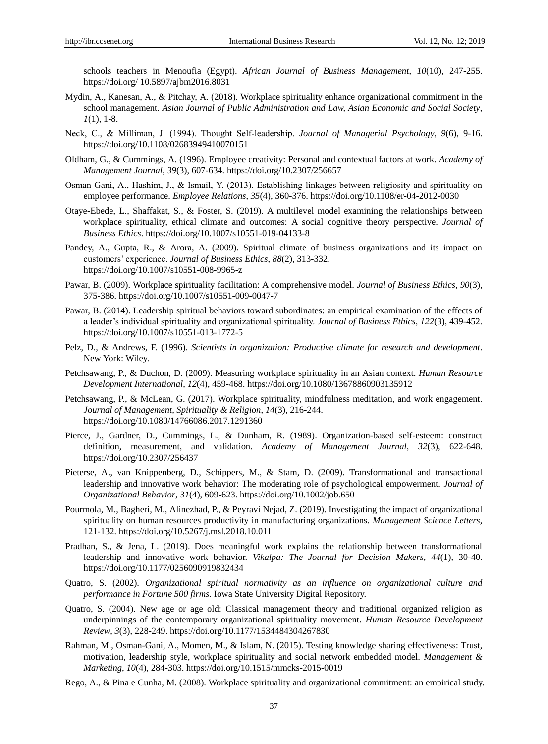schools teachers in Menoufia (Egypt). *African Journal of Business Management, 10*(10), 247-255. https://doi.org/ 10.5897/ajbm2016.8031

Mydin, A., Kanesan, A., & Pitchay, A. (2018). Workplace spirituality enhance organizational commitment in the school management. *Asian Journal of Public Administration and Law, Asian Economic and Social Society*, *1*(1), 1-8.

Neck, C., & Milliman, J. (1994). Thought Self-leadership. *Journal of Managerial Psychology, 9*(6), 9-16. https://doi.org/10.1108/02683949410070151

Oldham, G., & Cummings, A. (1996). Employee creativity: Personal and contextual factors at work. *Academy of Management Journal*, *39*(3), 607-634. https://doi.org/10.2307/256657

Osman-Gani, A., Hashim, J., & Ismail, Y. (2013). Establishing linkages between religiosity and spirituality on employee performance. *Employee Relations*, *35*(4), 360-376. https://doi.org/10.1108/er-04-2012-0030

Otaye-Ebede, L., Shaffakat, S., & Foster, S. (2019). A multilevel model examining the relationships between workplace spirituality, ethical climate and outcomes: A social cognitive theory perspective. *Journal of Business Ethics*. https://doi.org/10.1007/s10551-019-04133-8

Pandey, A., Gupta, R., & Arora, A. (2009). Spiritual climate of business organizations and its impact on customers' experience. *Journal of Business Ethics, 88*(2), 313-332. https://doi.org/10.1007/s10551-008-9965-z

Pawar, B. (2009). Workplace spirituality facilitation: A comprehensive model. *Journal of Business Ethics*, *90*(3), 375-386. https://doi.org/10.1007/s10551-009-0047-7

Pawar, B. (2014). Leadership spiritual behaviors toward subordinates: an empirical examination of the effects of a leader's individual spirituality and organizational spirituality. *Journal of Business Ethics*, *122*(3), 439-452. https://doi.org/10.1007/s10551-013-1772-5

Pelz, D., & Andrews, F. (1996). *Scientists in organization: Productive climate for research and development*. New York: Wiley.

Petchsawang, P., & Duchon, D. (2009). Measuring workplace spirituality in an Asian context. *Human Resource Development International*, *12*(4), 459-468. https://doi.org/10.1080/13678860903135912

Petchsawang, P., & McLean, G. (2017). Workplace spirituality, mindfulness meditation, and work engagement. *Journal of Management, Spirituality & Religion, 14*(3), 216-244. https://doi.org/10.1080/14766086.2017.1291360

Pierce, J., Gardner, D., Cummings, L., & Dunham, R. (1989). Organization-based self-esteem: construct definition, measurement, and validation. *Academy of Management Journal*, *32*(3), 622-648. https://doi.org/10.2307/256437

Pieterse, A., van Knippenberg, D., Schippers, M., & Stam, D. (2009). Transformational and transactional leadership and innovative work behavior: The moderating role of psychological empowerment. *Journal of Organizational Behavior*, *31*(4), 609-623. https://doi.org/10.1002/job.650

Pourmola, M., Bagheri, M., Alinezhad, P., & Peyravi Nejad, Z. (2019). Investigating the impact of organizational spirituality on human resources productivity in manufacturing organizations. *Management Science Letters*, 121-132. https://doi.org/10.5267/j.msl.2018.10.011

Pradhan, S., & Jena, L. (2019). Does meaningful work explains the relationship between transformational leadership and innovative work behavior. *Vikalpa: The Journal for Decision Makers*, *44*(1), 30-40. https://doi.org/10.1177/0256090919832434

Quatro, S. (2002). *Organizational spiritual normativity as an influence on organizational culture and performance in Fortune 500 firms*. Iowa State University Digital Repository.

Quatro, S. (2004). New age or age old: Classical management theory and traditional organized religion as underpinnings of the contemporary organizational spirituality movement. *Human Resource Development Review*, *3*(3), 228-249. https://doi.org/10.1177/1534484304267830

Rahman, M., Osman-Gani, A., Momen, M., & Islam, N. (2015). Testing knowledge sharing effectiveness: Trust, motivation, leadership style, workplace spirituality and social network embedded model. *Management & Marketing*, *10*(4), 284-303. https://doi.org/10.1515/mmcks-2015-0019

Rego, A., & Pina e Cunha, M. (2008). Workplace spirituality and organizational commitment: an empirical study.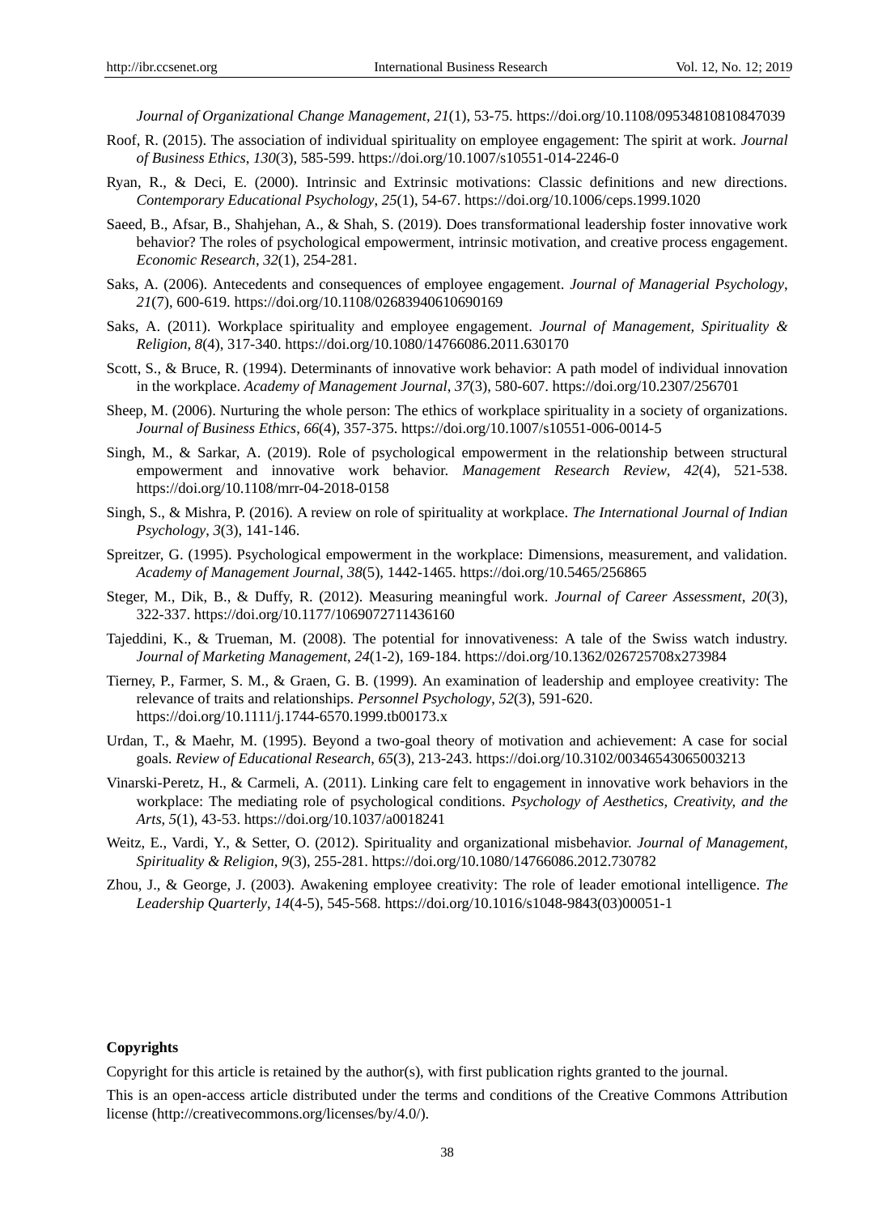*Journal of Organizational Change Management*, *21*(1), 53-75. https://doi.org/10.1108/09534810810847039

Roof, R. (2015). The association of individual spirituality on employee engagement: The spirit at work. *Journal of Business Ethics*, *130*(3), 585-599. https://doi.org/10.1007/s10551-014-2246-0

Ryan, R., & Deci, E. (2000). Intrinsic and Extrinsic motivations: Classic definitions and new directions. *Contemporary Educational Psychology*, *25*(1), 54-67. https://doi.org/10.1006/ceps.1999.1020

Saeed, B., Afsar, B., Shahjehan, A., & Shah, S. (2019). Does transformational leadership foster innovative work behavior? The roles of psychological empowerment, intrinsic motivation, and creative process engagement. *Economic Research*, *32*(1), 254-281.

Saks, A. (2006). Antecedents and consequences of employee engagement. *Journal of Managerial Psychology*, *21*(7), 600-619. https://doi.org/10.1108/02683940610690169

Saks, A. (2011). Workplace spirituality and employee engagement. *Journal of Management, Spirituality & Religion*, *8*(4), 317-340. https://doi.org/10.1080/14766086.2011.630170

Scott, S., & Bruce, R. (1994). Determinants of innovative work behavior: A path model of individual innovation in the workplace. *Academy of Management Journal*, *37*(3), 580-607. https://doi.org/10.2307/256701

Sheep, M. (2006). Nurturing the whole person: The ethics of workplace spirituality in a society of organizations. *Journal of Business Ethics*, *66*(4), 357-375. https://doi.org/10.1007/s10551-006-0014-5

Singh, M., & Sarkar, A. (2019). Role of psychological empowerment in the relationship between structural empowerment and innovative work behavior. *Management Research Review*, *42*(4), 521-538. https://doi.org/10.1108/mrr-04-2018-0158

Singh, S., & Mishra, P. (2016). A review on role of spirituality at workplace. *The International Journal of Indian Psychology*, *3*(3), 141-146.

Spreitzer, G. (1995). Psychological empowerment in the workplace: Dimensions, measurement, and validation. *Academy of Management Journal*, *38*(5), 1442-1465. https://doi.org/10.5465/256865

Steger, M., Dik, B., & Duffy, R. (2012). Measuring meaningful work. *Journal of Career Assessment*, *20*(3), 322-337. https://doi.org/10.1177/1069072711436160

Tajeddini, K., & Trueman, M. (2008). The potential for innovativeness: A tale of the Swiss watch industry. *Journal of Marketing Management*, *24*(1-2), 169-184. https://doi.org/10.1362/026725708x273984

Tierney, P., Farmer, S. M., & Graen, G. B. (1999). An examination of leadership and employee creativity: The relevance of traits and relationships. *Personnel Psychology*, *52*(3), 591-620. https://doi.org/10.1111/j.1744-6570.1999.tb00173.x

Urdan, T., & Maehr, M. (1995). Beyond a two-goal theory of motivation and achievement: A case for social goals. *Review of Educational Research*, *65*(3), 213-243. https://doi.org/10.3102/00346543065003213

Vinarski-Peretz, H., & Carmeli, A. (2011). Linking care felt to engagement in innovative work behaviors in the workplace: The mediating role of psychological conditions. *Psychology of Aesthetics, Creativity, and the Arts*, *5*(1), 43-53. https://doi.org/10.1037/a0018241

Weitz, E., Vardi, Y., & Setter, O. (2012). Spirituality and organizational misbehavior. *Journal of Management, Spirituality & Religion*, *9*(3), 255-281. https://doi.org/10.1080/14766086.2012.730782

Zhou, J., & George, J. (2003). Awakening employee creativity: The role of leader emotional intelligence. *The Leadership Quarterly*, *14*(4-5), 545-568. https://doi.org/10.1016/s1048-9843(03)00051-1

**Copyrights**

Copyright for this article is retained by the author(s), with first publication rights granted to the journal.

This is an open-access article distributed under the terms and conditions of the Creative Commons Attribution license (http://creativecommons.org/licenses/by/4.0/).